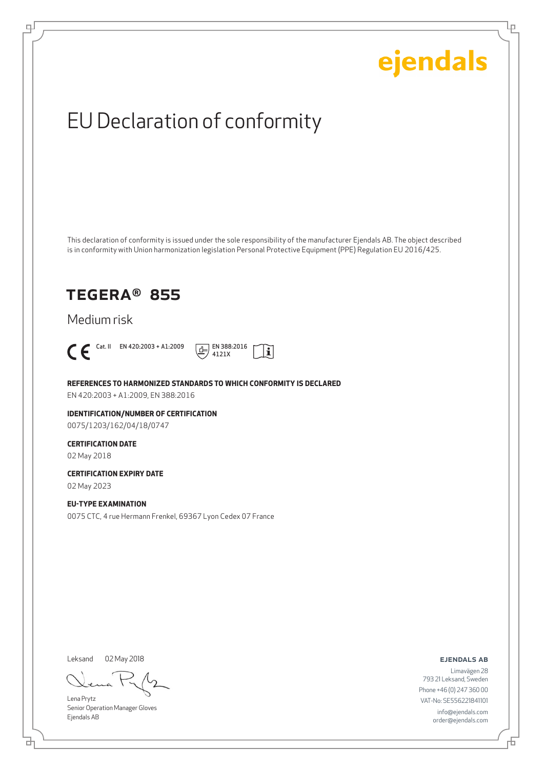ejendals

# EU Declaration of conformity

This declaration of conformity is issued under the sole responsibility of the manufacturer Ejendals AB. The object described is in conformity with Union harmonization legislation Personal Protective Equipment (PPE) Regulation EU 2016/425.

## TEGERA® 855

Medium risk

CE Cat. II EN 420:2003 + A1:2009 EN 388:2016 4121X

**REFERENCES TO HARMONIZED STANDARDS TO WHICH CONFORMITY IS DECLARED**

EN 420:2003 + A1:2009, EN 388:2016

**IDENTIFICATION/NUMBER OF CERTIFICATION**

0075/1203/162/04/18/0747

**CERTIFICATION DATE**

02 May 2018

**CERTIFICATION EXPIRY DATE**

02 May 2023

**EU-TYPE EXAMINATION**

0075 CTC, 4 rue Hermann Frenkel, 69367 Lyon Cedex 07 France

Leksand 02 May 2018

Lena Prytz
Senior Operation Manager Gloves
Ejendals AB

**EJENDALS AB**

Limavägen 28
793 21 Leksand, Sweden
Phone +46 (0) 247 360 00
VAT-No: SE556221841101
info@ejendals.com
order@ejendals.com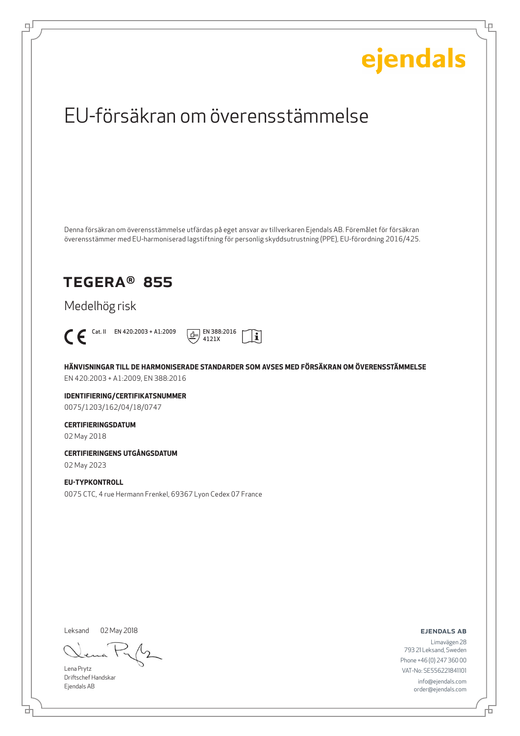ejendals

# EU-försäkran om överensstämmelse

Denna försäkran om överensstämmelse utfärdas på eget ansvar av tillverkaren Ejendals AB. Föremålet för försäkran överensstämmer med EU-harmoniserad lagstiftning för personlig skyddsutrustning (PPE), EU-förordning 2016/425.

## TEGERA® 855

Medelhög risk

CE Cat. II EN 420:2003 + A1:2009 EN 388:2016 4121X

**HÄNVISNINGAR TILL DE HARMONISERADE STANDARDER SOM AVSES MED FÖRSÄKRAN OM ÖVERENSSTÄMMELSE**
EN 420:2003 + A1:2009, EN 388:2016

**IDENTIFIERING/CERTIFIKATSNUMMER**
0075/1203/162/04/18/0747

**CERTIFIERINGSDATUM**
02 May 2018

**CERTIFIERINGENS UTGÅNGSDATUM**
02 May 2023

**EU-TYPKONTROLL**
0075 CTC, 4 rue Hermann Frenkel, 69367 Lyon Cedex 07 France

Leksand 02 May 2018

Lena Prytz
Driftschef Handskar
Ejendals AB

**EJENDALS AB**
Limavägen 28
793 21 Leksand, Sweden
Phone +46 (0) 247 360 00
VAT-No: SE556221841101
info@ejendals.com
order@ejendals.com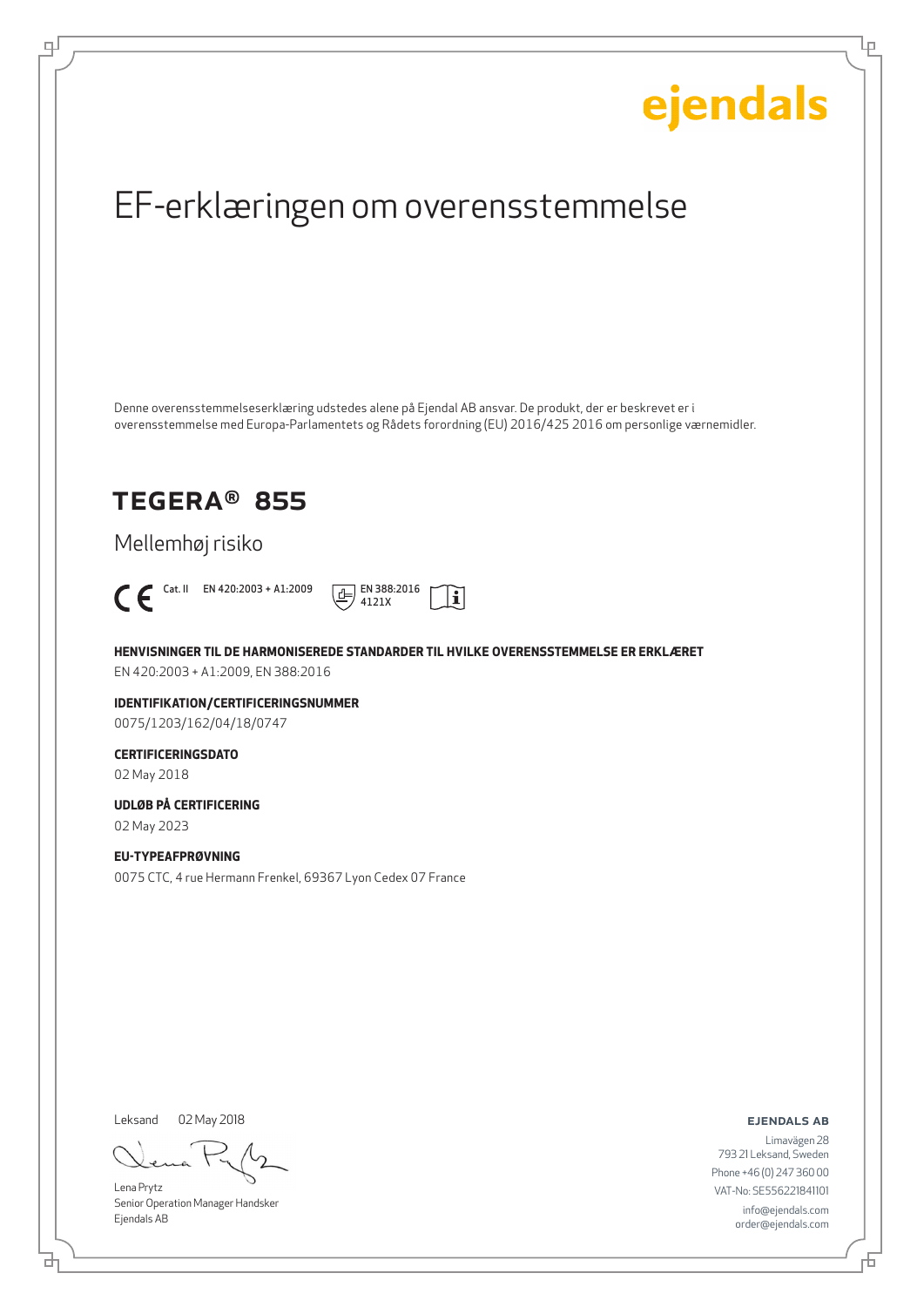ejendals

# EF-erklæringen om overensstemmelse

Denne overensstemmelseserklæring udstedes alene på Ejendal AB ansvar. De produkt, der er beskrevet er i overensstemmelse med Europa-Parlamentets og Rådets forordning (EU) 2016/425 2016 om personlige værnemidler.

## TEGERA® 855

Mellemhøj risiko

CE Cat. II EN 420:2003 + A1:2009 EN 388:2016 4121X

**HENVISNINGER TIL DE HARMONISEREDE STANDARDER TIL HVILKE OVERENSSTEMMELSE ER ERKLÆRET**

EN 420:2003 + A1:2009, EN 388:2016

**IDENTIFIKATION/CERTIFICERINGSNUMMER**

0075/1203/162/04/18/0747

**CERTIFICERINGSDATO**

02 May 2018

**UDLØB PÅ CERTIFICERING**

02 May 2023

**EU-TYPEAFPRØVNING**

0075 CTC, 4 rue Hermann Frenkel, 69367 Lyon Cedex 07 France

Leksand 02 May 2018

Lena Prytz
Senior Operation Manager Handsker
Ejendals AB

**EJENDALS AB**

Limavägen 28
793 21 Leksand, Sweden
Phone +46 (0) 247 360 00
VAT-No: SE556221841101
info@ejendals.com
order@ejendals.com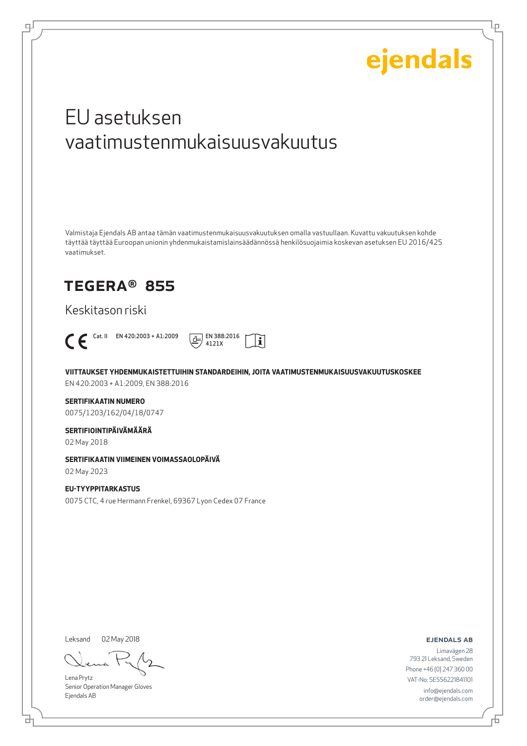ejendals

# EU asetuksen vaatimustenmukaisuusvakuutus

Valmistaja Ejendals AB antaa tämän vaatimustenmukaisuusvakuutuksen omalla vastuullaan. Kuvattu vakuutuksen kohde täyttää täyttää Euroopan unionin yhdenmukaistamislainsäädännössä henkilösuojaimia koskevan asetuksen EU 2016/425 vaatimukset.

## TEGERA® 855

Keskitason riski

CE Cat. II EN 420:2003 + A1:2009 EN 388:2016 4121X

**VIITTAUKSET YHDENMUKAISTETTUIHIN STANDARDEIHIN, JOITA VAATIMUSTENMUKAISUUSVAKUUTUSKOSKEE**

EN 420:2003 + A1:2009, EN 388:2016

**SERTIFIKAATIN NUMERO**

0075/1203/162/04/18/0747

**SERTIFIOINTIPÄIVÄMÄÄRÄ**

02 May 2018

**SERTIFIKAATIN VIIMEINEN VOIMASSAOLOPÄIVÄ**

02 May 2023

**EU-TYYPPITARKASTUS**

0075 CTC, 4 rue Hermann Frenkel, 69367 Lyon Cedex 07 France

Leksand 02 May 2018

Lena Prytz
Senior Operation Manager Gloves
Ejendals AB

**EJENDALS AB**
Limavägen 28
793 21 Leksand, Sweden
Phone +46 (0) 247 360 00
VAT-No: SE556221841101
info@ejendals.com
order@ejendals.com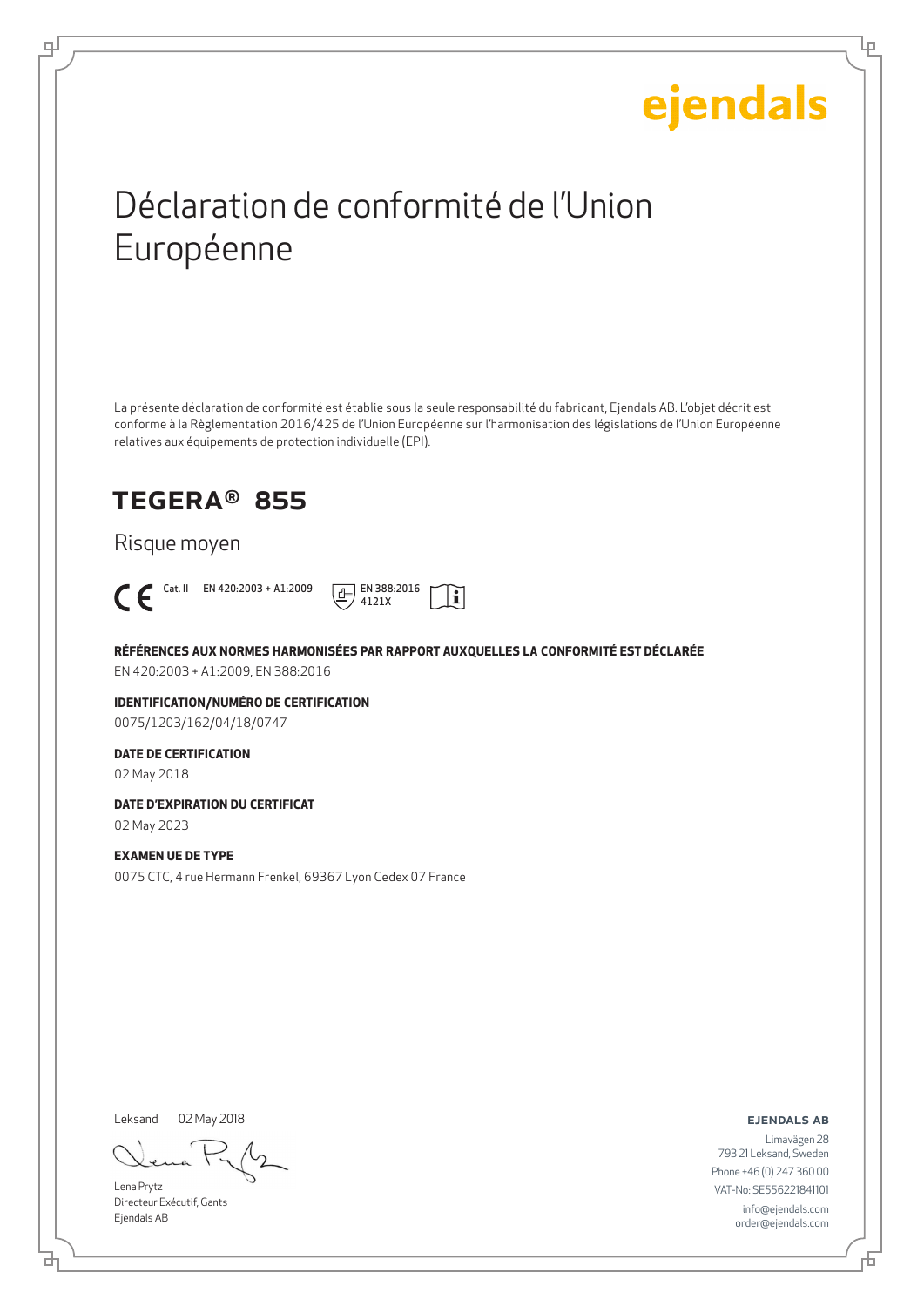ejendals

# Déclaration de conformité de l'Union Européenne

La présente déclaration de conformité est établie sous la seule responsabilité du fabricant, Ejendals AB. L'objet décrit est conforme à la Règlementation 2016/425 de l'Union Européenne sur l'harmonisation des législations de l'Union Européenne relatives aux équipements de protection individuelle (EPI).

## TEGERA® 855

Risque moyen

CE Cat. II EN 420:2003 + A1:2009 EN 388:2016 4121X

**RÉFÉRENCES AUX NORMES HARMONISÉES PAR RAPPORT AUXQUELLES LA CONFORMITÉ EST DÉCLARÉE**

EN 420:2003 + A1:2009, EN 388:2016

**IDENTIFICATION/NUMÉRO DE CERTIFICATION**

0075/1203/162/04/18/0747

**DATE DE CERTIFICATION**

02 May 2018

**DATE D'EXPIRATION DU CERTIFICAT**

02 May 2023

**EXAMEN UE DE TYPE**

0075 CTC, 4 rue Hermann Frenkel, 69367 Lyon Cedex 07 France

Leksand 02 May 2018

Lena Prytz
Directeur Exécutif, Gants
Ejendals AB

**EJENDALS AB**

Limavägen 28
793 21 Leksand, Sweden
Phone +46 (0) 247 360 00
VAT-No: SE556221841101
info@ejendals.com
order@ejendals.com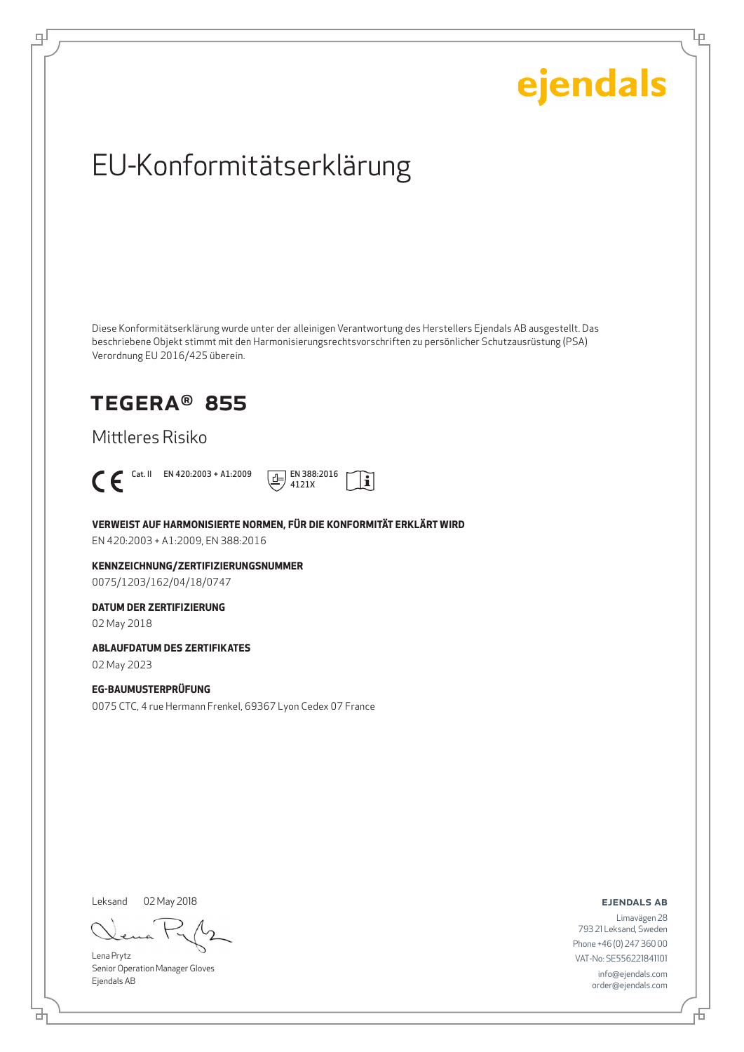ejendals

# EU-Konformitätserklärung

Diese Konformitätserklärung wurde unter der alleinigen Verantwortung des Herstellers Ejendals AB ausgestellt. Das beschriebene Objekt stimmt mit den Harmonisierungsrechtsvorschriften zu persönlicher Schutzausrüstung (PSA) Verordnung EU 2016/425 überein.

## TEGERA® 855

Mittleres Risiko

CE Cat. II EN 420:2003 + A1:2009 EN 388:2016 4121X

**VERWEIST AUF HARMONISIERTE NORMEN, FÜR DIE KONFORMITÄT ERKLÄRT WIRD**

EN 420:2003 + A1:2009, EN 388:2016

**KENNZEICHNUNG/ZERTIFIZIERUNGSNUMMER**

0075/1203/162/04/18/0747

**DATUM DER ZERTIFIZIERUNG**

02 May 2018

**ABLAUFDATUM DES ZERTIFIKATES**

02 May 2023

**EG-BAUMUSTERPRÜFUNG**

0075 CTC, 4 rue Hermann Frenkel, 69367 Lyon Cedex 07 France

Leksand 02 May 2018

Lena Prytz
Senior Operation Manager Gloves
Ejendals AB

**EJENDALS AB**

Limavägen 28
793 21 Leksand, Sweden
Phone +46 (0) 247 360 00
VAT-No: SE556221841101
info@ejendals.com
order@ejendals.com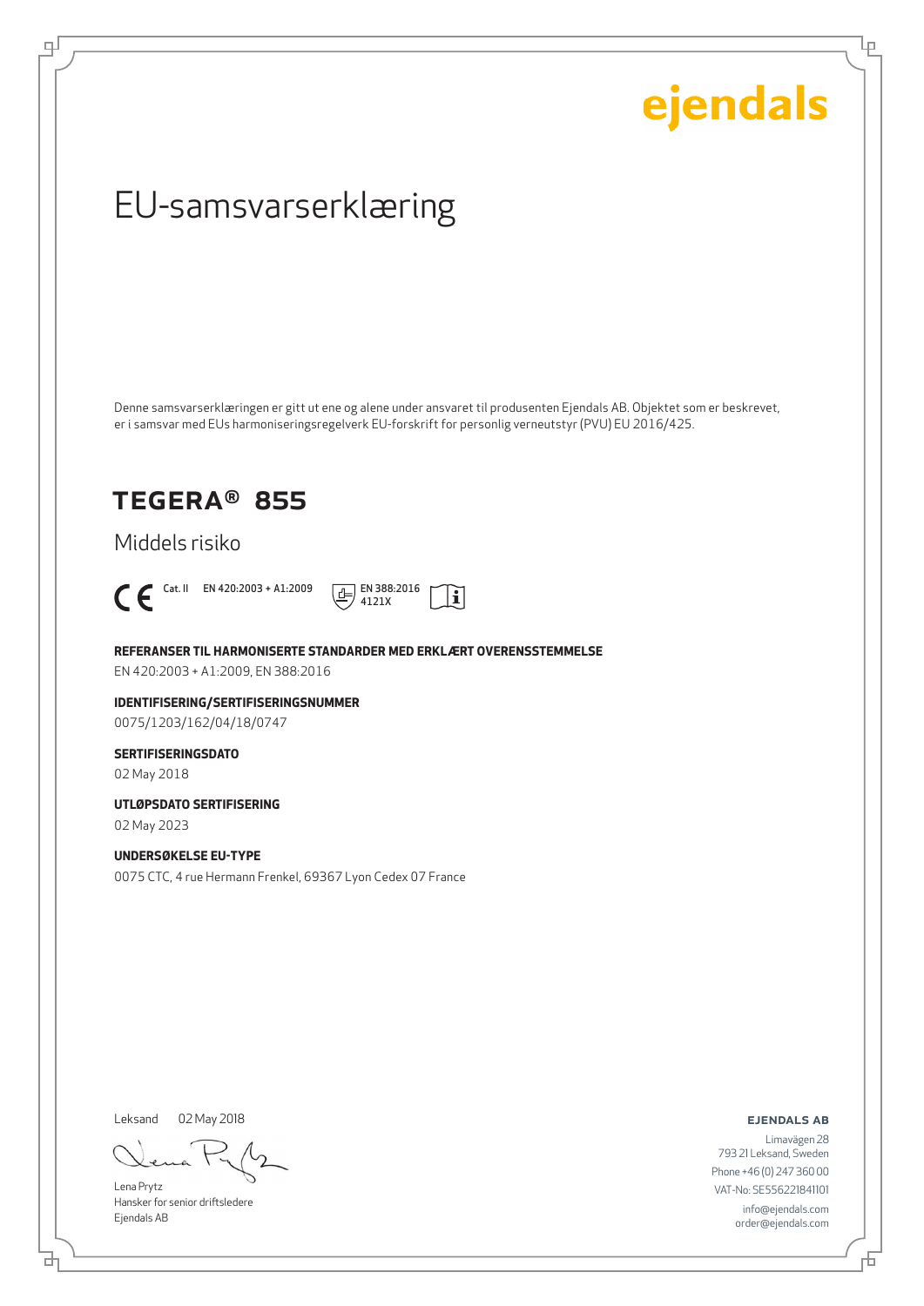ejendals

# EU-samsvarserklæring

Denne samsvarserklæringen er gitt ut ene og alene under ansvaret til produsenten Ejendals AB. Objektet som er beskrevet, er i samsvar med EUs harmoniseringsregelverk EU-forskrift for personlig verneutstyr (PVU) EU 2016/425.

## TEGERA® 855

Middels risiko

CE Cat. II EN 420:2003 + A1:2009 EN 388:2016 4121X

**REFERANSER TIL HARMONISERTE STANDARDER MED ERKLÆRT OVERENSSTEMMELSE**

EN 420:2003 + A1:2009, EN 388:2016

**IDENTIFISERING/SERTIFISERINGSNUMMER**

0075/1203/162/04/18/0747

**SERTIFISERINGSDATO**

02 May 2018

**UTLØPSDATO SERTIFISERING**

02 May 2023

**UNDERSØKELSE EU-TYPE**

0075 CTC, 4 rue Hermann Frenkel, 69367 Lyon Cedex 07 France

Leksand 02 May 2018

Lena Prytz
Hansker for senior driftsledere
Ejendals AB

**EJENDALS AB**

Limavägen 28
793 21 Leksand, Sweden
Phone +46 (0) 247 360 00
VAT-No: SE556221841101
info@ejendals.com
order@ejendals.com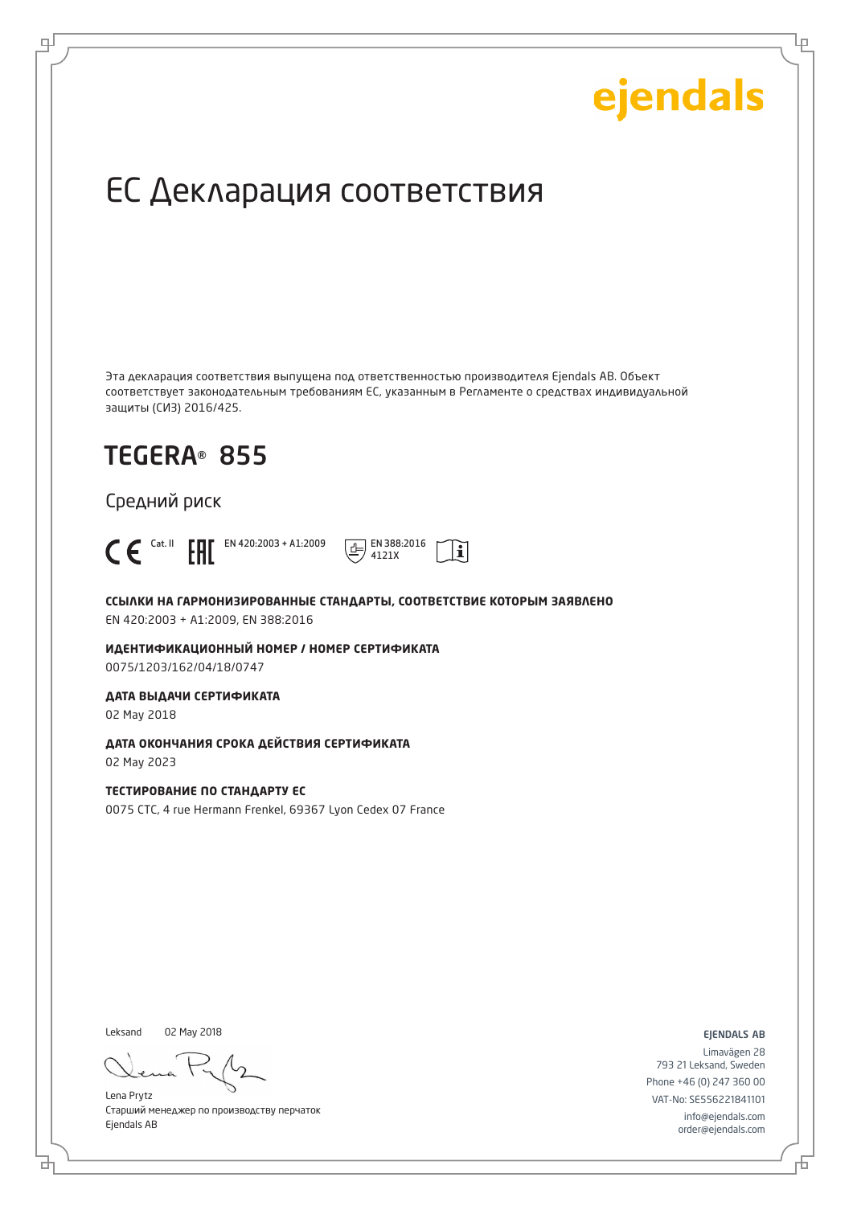ejendals

# ЕС Декларация соответствия

Эта декларация соответствия выпущена под ответственностью производителя Ejendals AB. Объект соответствует законодательным требованиям ЕС, указанным в Регламенте о средствах индивидуальной защиты (СИЗ) 2016/425.

## TEGERA® 855

Средний риск

CE Cat. II EAC EN 420:2003 + A1:2009 EN 388:2016 4121X

**ССЫЛКИ НА ГАРМОНИЗИРОВАННЫЕ СТАНДАРТЫ, СООТВЕТСТВИЕ КОТОРЫМ ЗАЯВЛЕНО**
EN 420:2003 + A1:2009, EN 388:2016

**ИДЕНТИФИКАЦИОННЫЙ НОМЕР / НОМЕР СЕРТИФИКАТА**
0075/1203/162/04/18/0747

**ДАТА ВЫДАЧИ СЕРТИФИКАТА**
02 May 2018

**ДАТА ОКОНЧАНИЯ СРОКА ДЕЙСТВИЯ СЕРТИФИКАТА**
02 May 2023

**ТЕСТИРОВАНИЕ ПО СТАНДАРТУ ЕС**
0075 CTC, 4 rue Hermann Frenkel, 69367 Lyon Cedex 07 France

Leksand 02 May 2018

Lena Prytz
Старший менеджер по производству перчаток
Ejendals AB

EJENDALS AB
Limavägen 28
793 21 Leksand, Sweden
Phone +46 (0) 247 360 00
VAT-No: SE556221841101
info@ejendals.com
order@ejendals.com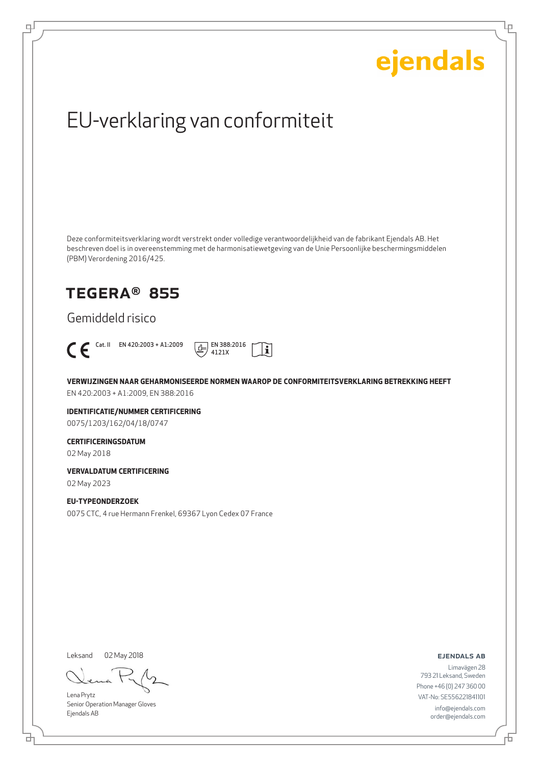ejendals

# EU-verklaring van conformiteit

Deze conformiteitsverklaring wordt verstrekt onder volledige verantwoordelijkheid van de fabrikant Ejendals AB. Het beschreven doel is in overeenstemming met de harmonisatiewetgeving van de Unie Persoonlijke beschermingsmiddelen (PBM) Verordening 2016/425.

## TEGERA® 855

Gemiddeld risico

CE Cat. II EN 420:2003 + A1:2009 EN 388:2016 4121X

**VERWIJZINGEN NAAR GEHARMONISEERDE NORMEN WAAROP DE CONFORMITEITSVERKLARING BETREKKING HEEFT**

EN 420:2003 + A1:2009, EN 388:2016

**IDENTIFICATIE/NUMMER CERTIFICERING**

0075/1203/162/04/18/0747

**CERTIFICERINGSDATUM**

02 May 2018

**VERVALDATUM CERTIFICERING**

02 May 2023

**EU-TYPEONDERZOEK**

0075 CTC, 4 rue Hermann Frenkel, 69367 Lyon Cedex 07 France

Leksand 02 May 2018

Lena Prytz
Senior Operation Manager Gloves
Ejendals AB

**EJENDALS AB**

Limavägen 28
793 21 Leksand, Sweden
Phone +46 (0) 247 360 00
VAT-No: SE556221841101
info@ejendals.com
order@ejendals.com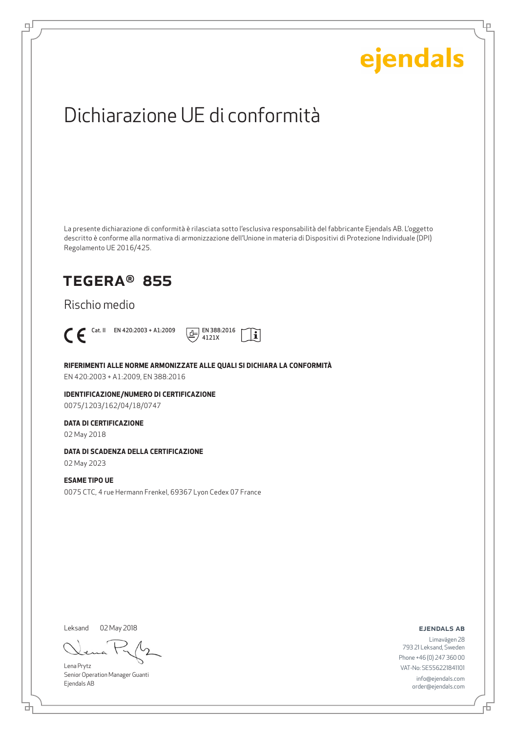ejendals

# Dichiarazione UE di conformità

La presente dichiarazione di conformità è rilasciata sotto l'esclusiva responsabilità del fabbricante Ejendals AB. L'oggetto descritto è conforme alla normativa di armonizzazione dell'Unione in materia di Dispositivi di Protezione Individuale (DPI) Regolamento UE 2016/425.

## TEGERA® 855

Rischio medio

CE Cat. II EN 420:2003 + A1:2009 EN 388:2016 4121X

**RIFERIMENTI ALLE NORME ARMONIZZATE ALLE QUALI SI DICHIARA LA CONFORMITÀ**

EN 420:2003 + A1:2009, EN 388:2016

**IDENTIFICAZIONE/NUMERO DI CERTIFICAZIONE**

0075/1203/162/04/18/0747

**DATA DI CERTIFICAZIONE**

02 May 2018

**DATA DI SCADENZA DELLA CERTIFICAZIONE**

02 May 2023

**ESAME TIPO UE**

0075 CTC, 4 rue Hermann Frenkel, 69367 Lyon Cedex 07 France

Leksand 02 May 2018

Lena Prytz
Senior Operation Manager Guanti
Ejendals AB

**EJENDALS AB**

Limavägen 28
793 21 Leksand, Sweden
Phone +46 (0) 247 360 00
VAT-No: SE556221841101
info@ejendals.com
order@ejendals.com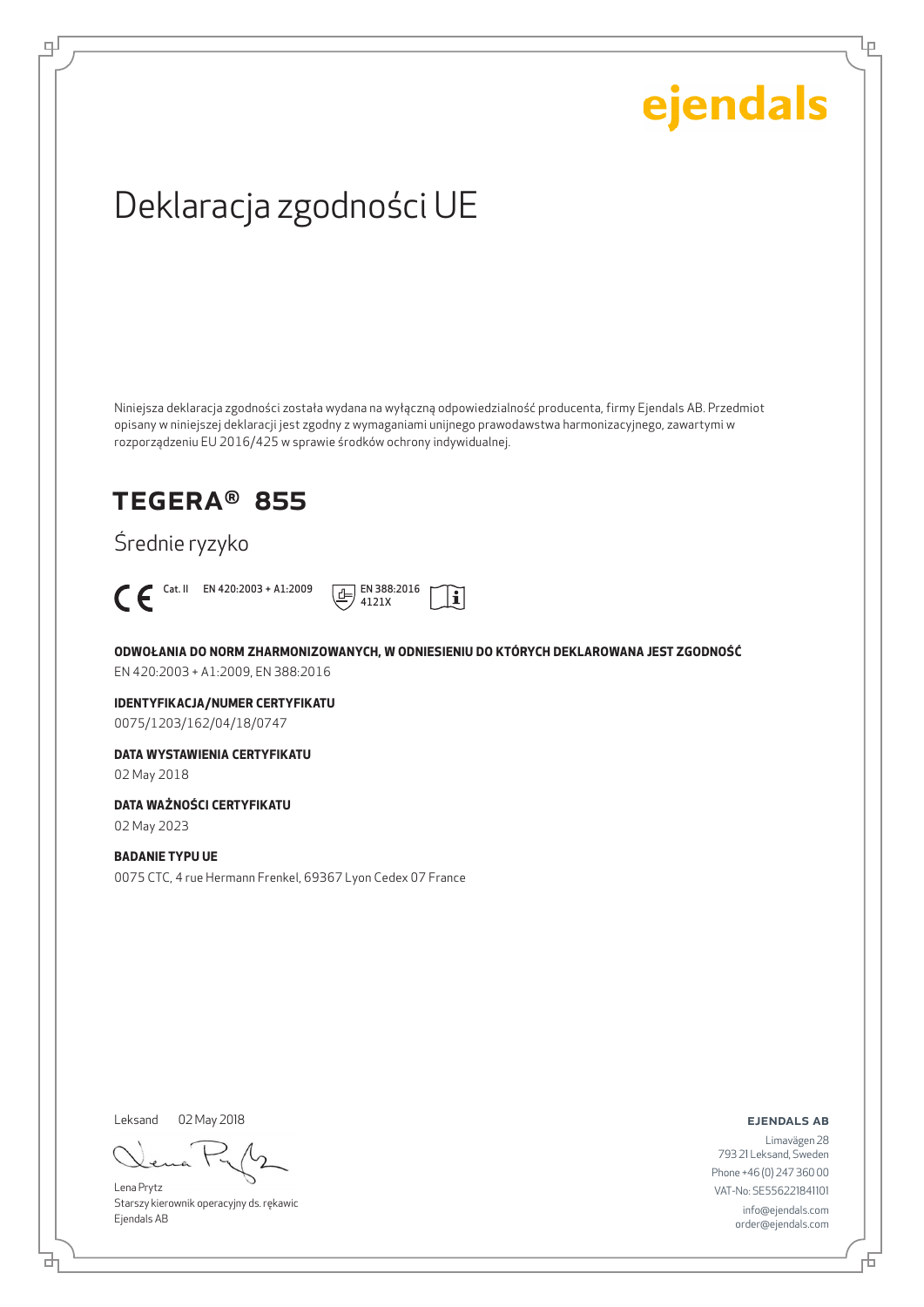ejendals

# Deklaracja zgodności UE

Niniejsza deklaracja zgodności została wydana na wyłączną odpowiedzialność producenta, firmy Ejendals AB. Przedmiot opisany w niniejszej deklaracji jest zgodny z wymaganiami unijnego prawodawstwa harmonizacyjnego, zawartymi w rozporządzeniu EU 2016/425 w sprawie środków ochrony indywidualnej.

## TEGERA® 855

Średnie ryzyko

CE Cat. II EN 420:2003 + A1:2009 EN 388:2016 4121X

**ODWOŁANIA DO NORM ZHARMONIZOWANYCH, W ODNIESIENIU DO KTÓRYCH DEKLAROWANA JEST ZGODNOŚĆ**

EN 420:2003 + A1:2009, EN 388:2016

**IDENTYFIKACJA/NUMER CERTYFIKATU**

0075/1203/162/04/18/0747

**DATA WYSTAWIENIA CERTYFIKATU**

02 May 2018

**DATA WAŻNOŚCI CERTYFIKATU**

02 May 2023

**BADANIE TYPU UE**

0075 CTC, 4 rue Hermann Frenkel, 69367 Lyon Cedex 07 France

Leksand 02 May 2018

Lena Prytz
Starszy kierownik operacyjny ds. rękawic
Ejendals AB

**EJENDALS AB**

Limavägen 28
793 21 Leksand, Sweden
Phone +46 (0) 247 360 00
VAT-No: SE556221841101
info@ejendals.com
order@ejendals.com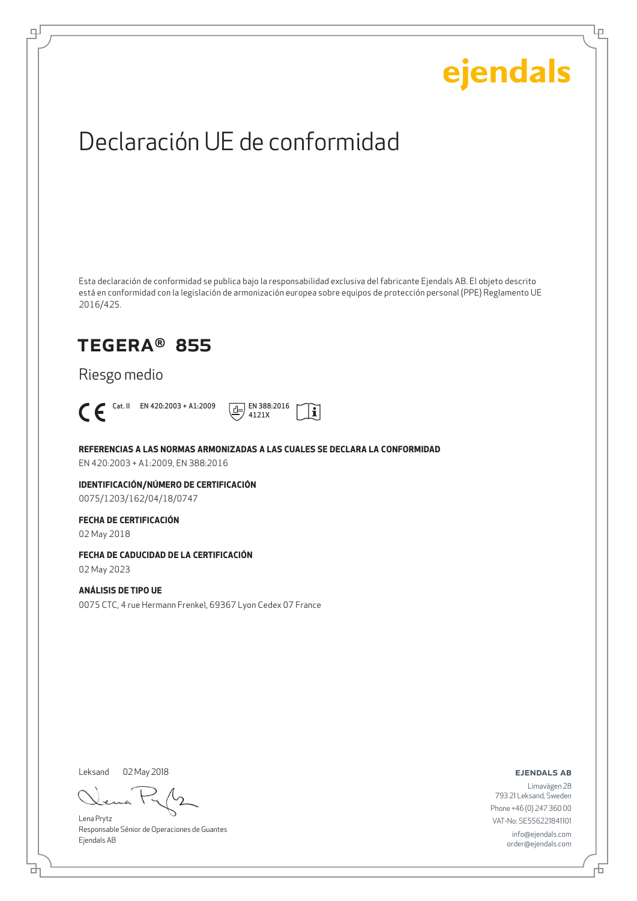ejendals

# Declaración UE de conformidad

Esta declaración de conformidad se publica bajo la responsabilidad exclusiva del fabricante Ejendals AB. El objeto descrito está en conformidad con la legislación de armonización europea sobre equipos de protección personal (PPE) Reglamento UE 2016/425.

## TEGERA® 855

Riesgo medio

CE Cat. II EN 420:2003 + A1:2009 EN 388:2016 4121X

**REFERENCIAS A LAS NORMAS ARMONIZADAS A LAS CUALES SE DECLARA LA CONFORMIDAD**
EN 420:2003 + A1:2009, EN 388:2016

**IDENTIFICACIÓN/NÚMERO DE CERTIFICACIÓN**
0075/1203/162/04/18/0747

**FECHA DE CERTIFICACIÓN**
02 May 2018

**FECHA DE CADUCIDAD DE LA CERTIFICACIÓN**
02 May 2023

**ANÁLISIS DE TIPO UE**
0075 CTC, 4 rue Hermann Frenkel, 69367 Lyon Cedex 07 France

Leksand 02 May 2018

Lena Prytz
Responsable Sénior de Operaciones de Guantes
Ejendals AB

**EJENDALS AB**
Limavägen 28
793 21 Leksand, Sweden
Phone +46 (0) 247 360 00
VAT-No: SE556221841101
info@ejendals.com
order@ejendals.com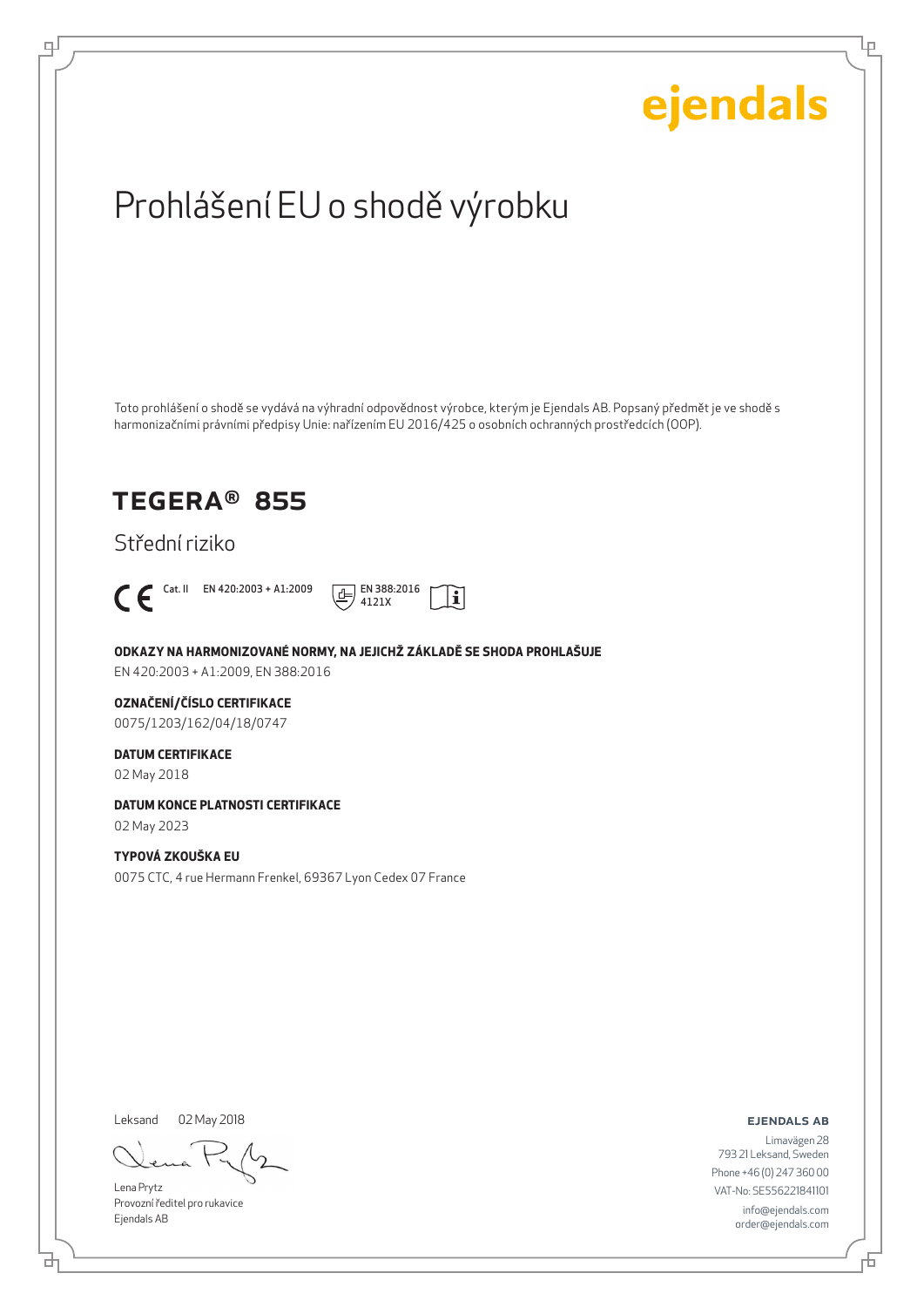ejendals

# Prohlášení EU o shodě výrobku

Toto prohlášení o shodě se vydává na výhradní odpovědnost výrobce, kterým je Ejendals AB. Popsaný předmět je ve shodě s harmonizačními právními předpisy Unie: nařízením EU 2016/425 o osobních ochranných prostředcích (OOP).

## TEGERA® 855

Střední riziko

CE Cat. II EN 420:2003 + A1:2009 EN 388:2016 4121X

**ODKAZY NA HARMONIZOVANÉ NORMY, NA JEJICHŽ ZÁKLADĚ SE SHODA PROHLAŠUJE**

EN 420:2003 + A1:2009, EN 388:2016

**OZNAČENÍ/ČÍSLO CERTIFIKACE**

0075/1203/162/04/18/0747

**DATUM CERTIFIKACE**

02 May 2018

**DATUM KONCE PLATNOSTI CERTIFIKACE**

02 May 2023

**TYPOVÁ ZKOUŠKA EU**

0075 CTC, 4 rue Hermann Frenkel, 69367 Lyon Cedex 07 France

Leksand 02 May 2018

Lena Prytz
Provozní ředitel pro rukavice
Ejendals AB

**EJENDALS AB**

Limavägen 28
793 21 Leksand, Sweden
Phone +46 (0) 247 360 00
VAT-No: SE556221841101
info@ejendals.com
order@ejendals.com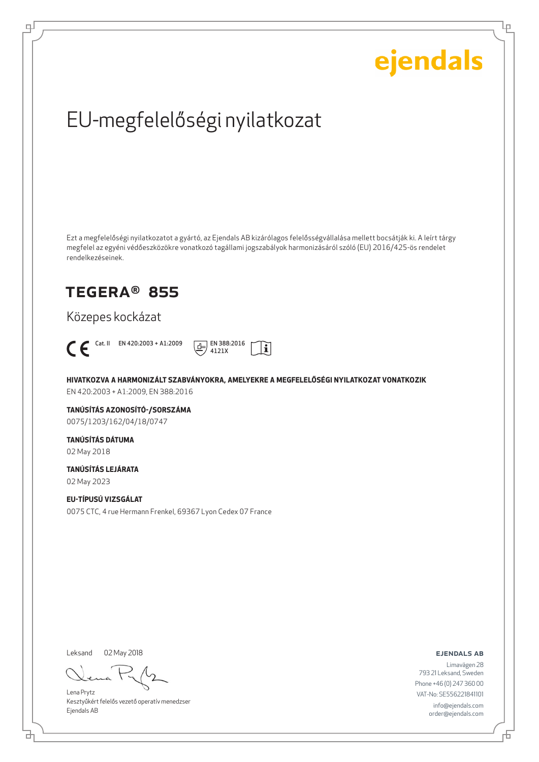ejendals

# EU-megfelelőségi nyilatkozat

Ezt a megfelelőségi nyilatkozatot a gyártó, az Ejendals AB kizárólagos felelősségvállalása mellett bocsátják ki. A leírt tárgy megfelel az egyéni védőeszközökre vonatkozó tagállami jogszabályok harmonizálásáról szóló (EU) 2016/425-ös rendelet rendelkezéseinek.

## TEGERA® 855

Közepes kockázat

CE Cat. II EN 420:2003 + A1:2009 EN 388:2016 4121X

**HIVATKOZVA A HARMONIZÁLT SZABVÁNYOKRA, AMELYEKRE A MEGFELELŐSÉGI NYILATKOZAT VONATKOZIK**
EN 420:2003 + A1:2009, EN 388:2016

**TANÚSÍTÁS AZONOSÍTÓ-/SORSZÁMA**
0075/1203/162/04/18/0747

**TANÚSÍTÁS DÁTUMA**
02 May 2018

**TANÚSÍTÁS LEJÁRATA**
02 May 2023

**EU-TÍPUSÚ VIZSGÁLAT**
0075 CTC, 4 rue Hermann Frenkel, 69367 Lyon Cedex 07 France

Leksand 02 May 2018

Lena Prytz
Kesztyűkért felelős vezető operatív menedzser
Ejendals AB

**EJENDALS AB**
Limavägen 28
793 21 Leksand, Sweden
Phone +46 (0) 247 360 00
VAT-No: SE556221841101
info@ejendals.com
order@ejendals.com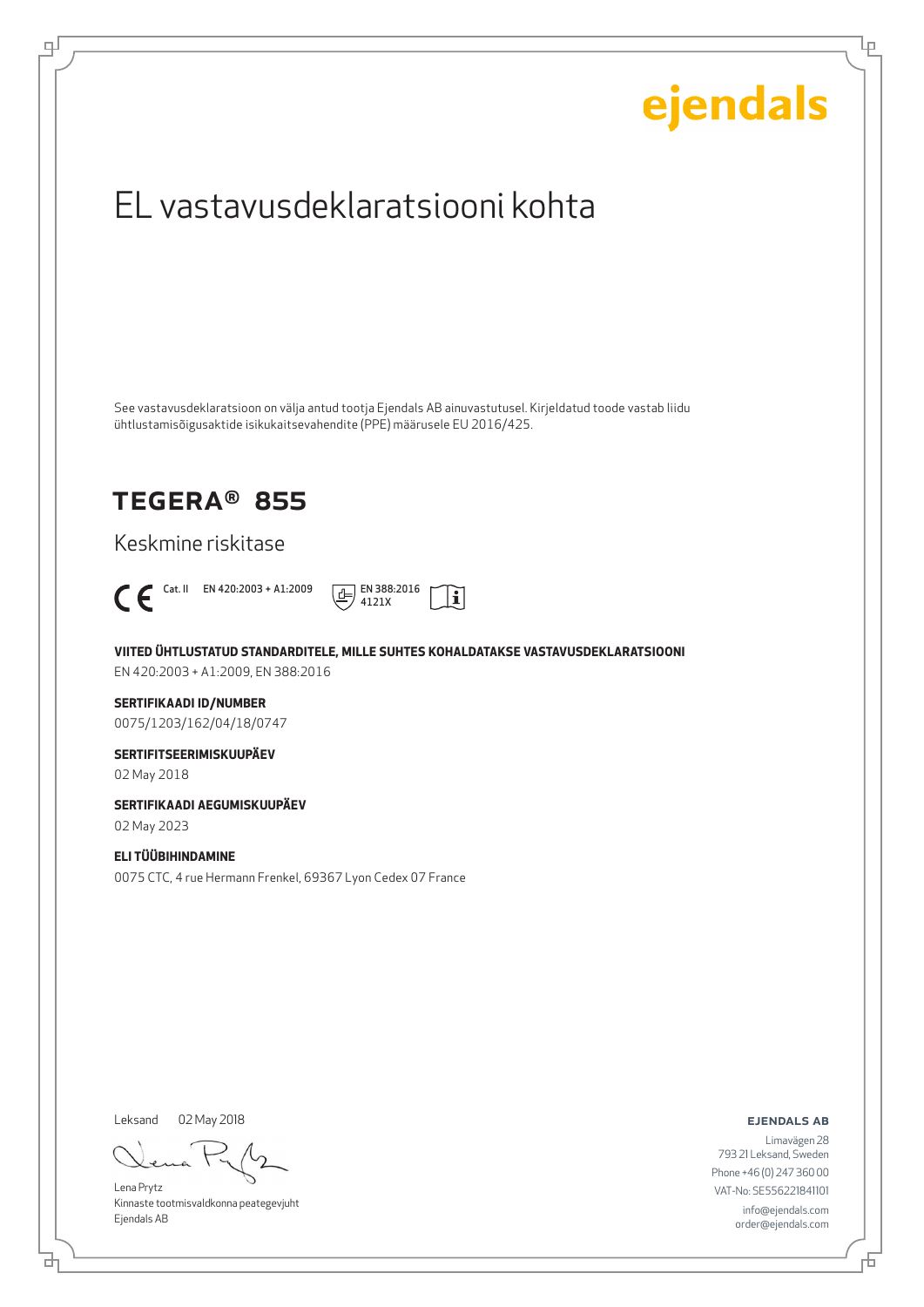ejendals

# EL vastavusdeklaratsiooni kohta

See vastavusdeklaratsioon on välja antud tootja Ejendals AB ainuvastutusel. Kirjeldatud toode vastab liidu ühtlustamisõigusaktide isikukaitsevahendite (PPE) määrusele EU 2016/425.

## TEGERA® 855

Keskmine riskitase

CE Cat. II EN 420:2003 + A1:2009 EN 388:2016 4121X

**VIITED ÜHTLUSTATUD STANDARDITELE, MILLE SUHTES KOHALDATAKSE VASTAVUSDEKLARATSIOONI**
EN 420:2003 + A1:2009, EN 388:2016

**SERTIFIKAADI ID/NUMBER**
0075/1203/162/04/18/0747

**SERTIFITSEERIMISKUUPÄEV**
02 May 2018

**SERTIFIKAADI AEGUMISKUUPÄEV**
02 May 2023

**ELI TÜÜBIHINDAMINE**
0075 CTC, 4 rue Hermann Frenkel, 69367 Lyon Cedex 07 France

Leksand 02 May 2018

Lena Prytz
Kinnaste tootmisvaldkonna peategevjuht
Ejendals AB

**EJENDALS AB**
Limavägen 28
793 21 Leksand, Sweden
Phone +46 (0) 247 360 00
VAT-No: SE556221841101
info@ejendals.com
order@ejendals.com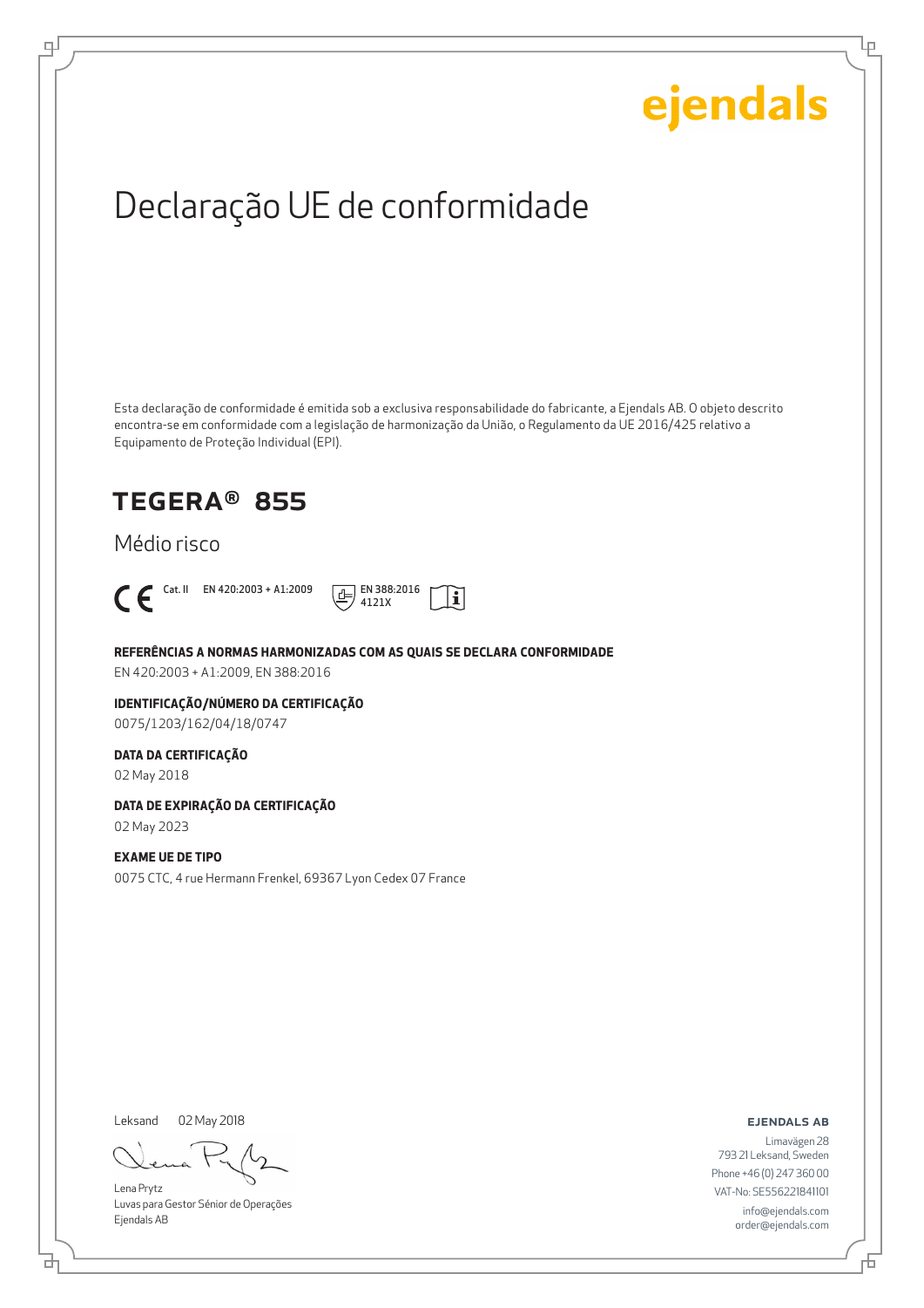ejendals

# Declaração UE de conformidade

Esta declaração de conformidade é emitida sob a exclusiva responsabilidade do fabricante, a Ejendals AB. O objeto descrito encontra-se em conformidade com a legislação de harmonização da União, o Regulamento da UE 2016/425 relativo a Equipamento de Proteção Individual (EPI).

## TEGERA® 855

Médio risco

CE Cat. II EN 420:2003 + A1:2009 EN 388:2016 4121X

**REFERÊNCIAS A NORMAS HARMONIZADAS COM AS QUAIS SE DECLARA CONFORMIDADE**
EN 420:2003 + A1:2009, EN 388:2016

**IDENTIFICAÇÃO/NÚMERO DA CERTIFICAÇÃO**
0075/1203/162/04/18/0747

**DATA DA CERTIFICAÇÃO**
02 May 2018

**DATA DE EXPIRAÇÃO DA CERTIFICAÇÃO**
02 May 2023

**EXAME UE DE TIPO**
0075 CTC, 4 rue Hermann Frenkel, 69367 Lyon Cedex 07 France

Leksand 02 May 2018

Lena Prytz
Luvas para Gestor Sénior de Operações
Ejendals AB

**EJENDALS AB**
Limavägen 28
793 21 Leksand, Sweden
Phone +46 (0) 247 360 00
VAT-No: SE556221841101
info@ejendals.com
order@ejendals.com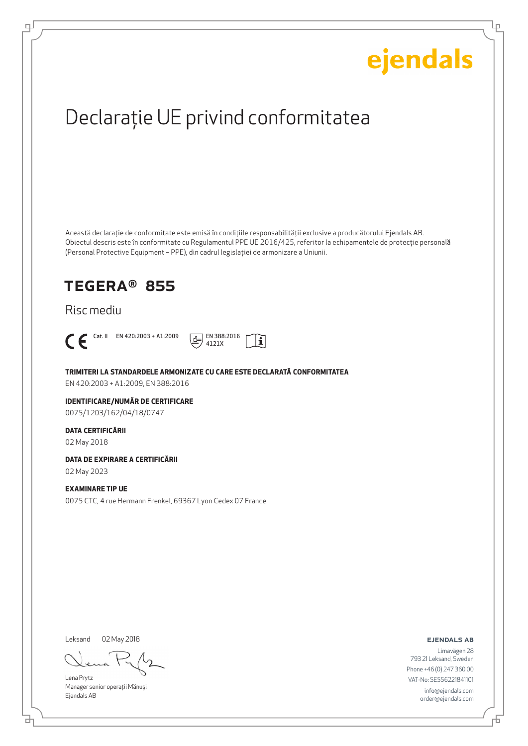ejendals

# Declarație UE privind conformitatea

Această declarație de conformitate este emisă în condițiile responsabilității exclusive a producătorului Ejendals AB. Obiectul descris este în conformitate cu Regulamentul PPE UE 2016/425, referitor la echipamentele de protecție personală (Personal Protective Equipment – PPE), din cadrul legislației de armonizare a Uniunii.

## TEGERA® 855

Risc mediu

CE Cat. II EN 420:2003 + A1:2009 EN 388:2016 4121X

**TRIMITERI LA STANDARDELE ARMONIZATE CU CARE ESTE DECLARATĂ CONFORMITATEA**

EN 420:2003 + A1:2009, EN 388:2016

**IDENTIFICARE/NUMĂR DE CERTIFICARE**

0075/1203/162/04/18/0747

**DATA CERTIFICĂRII**

02 May 2018

**DATA DE EXPIRARE A CERTIFICĂRII**

02 May 2023

**EXAMINARE TIP UE**

0075 CTC, 4 rue Hermann Frenkel, 69367 Lyon Cedex 07 France

Leksand 02 May 2018

Lena Prytz
Manager senior operații Mănuși
Ejendals AB

**EJENDALS AB**

Limavägen 28
793 21 Leksand, Sweden
Phone +46 (0) 247 360 00
VAT-No: SE556221841101
info@ejendals.com
order@ejendals.com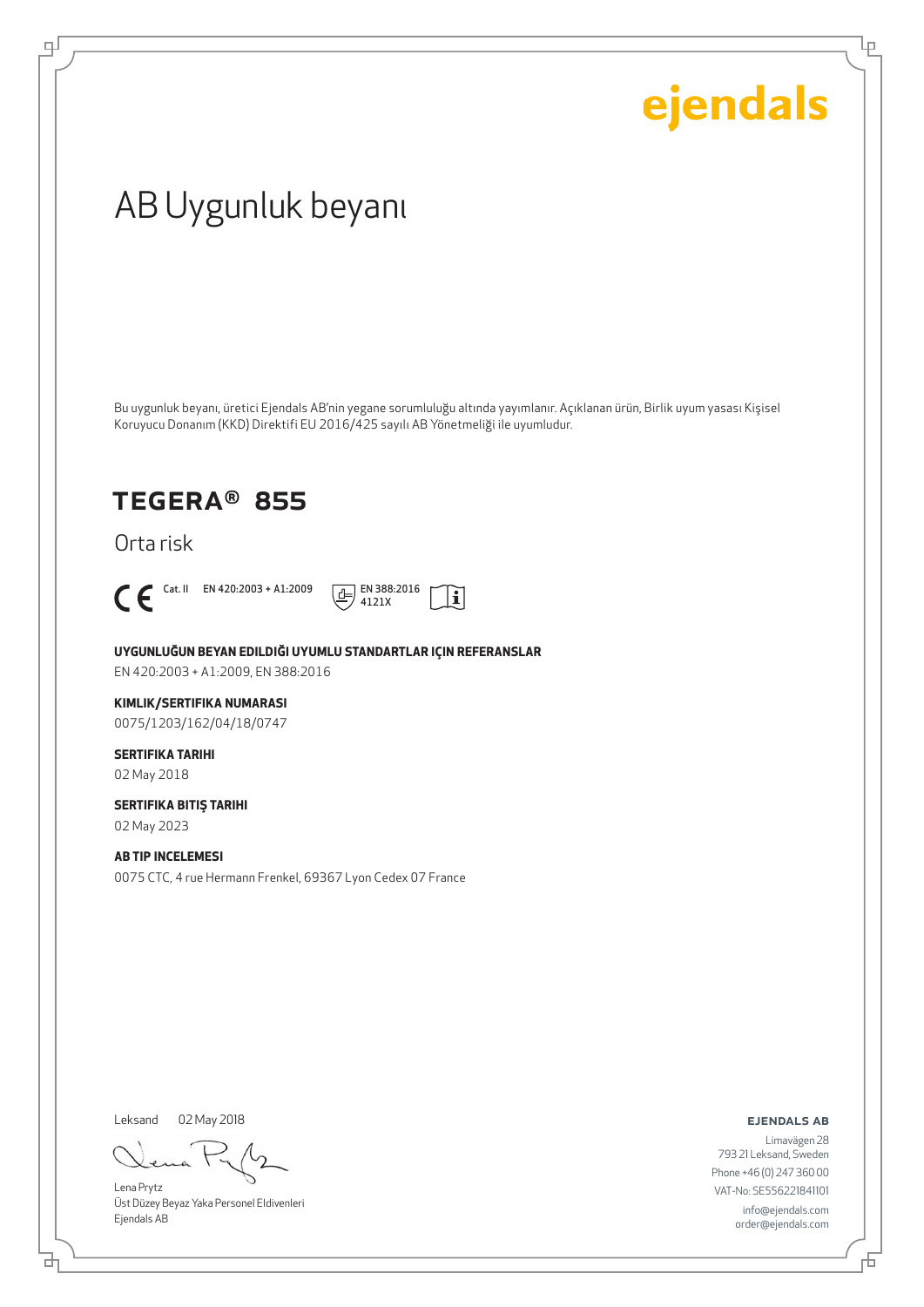ejendals

# AB Uygunluk beyanı

Bu uygunluk beyanı, üretici Ejendals AB'nin yegane sorumluluğu altında yayımlanır. Açıklanan ürün, Birlik uyum yasası Kişisel Koruyucu Donanım (KKD) Direktifi EU 2016/425 sayılı AB Yönetmeliği ile uyumludur.

## TEGERA® 855

Orta risk

CE Cat. II EN 420:2003 + A1:2009 EN 388:2016 4121X

**UYGUNLUĞUN BEYAN EDILDIĞI UYUMLU STANDARTLAR IÇIN REFERANSLAR**
EN 420:2003 + A1:2009, EN 388:2016

**KIMLIK/SERTIFIKA NUMARASI**
0075/1203/162/04/18/0747

**SERTIFIKA TARIHI**
02 May 2018

**SERTIFIKA BITIŞ TARIHI**
02 May 2023

**AB TIP INCELEMESI**
0075 CTC, 4 rue Hermann Frenkel, 69367 Lyon Cedex 07 France

Leksand 02 May 2018

Lena Prytz
Üst Düzey Beyaz Yaka Personel Eldivenleri
Ejendals AB

**EJENDALS AB**
Limavägen 28
793 21 Leksand, Sweden
Phone +46 (0) 247 360 00
VAT-No: SE556221841101
info@ejendals.com
order@ejendals.com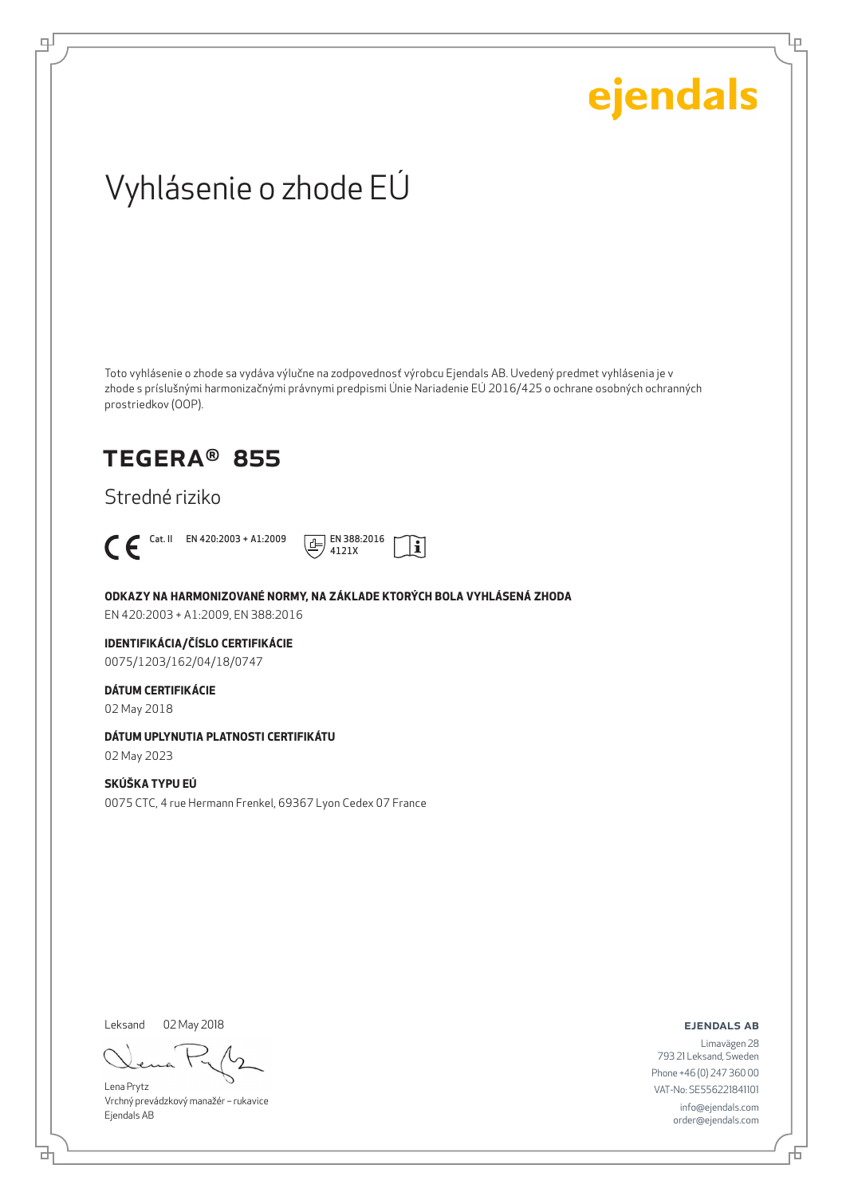ejendals

# Vyhlásenie o zhode EÚ

Toto vyhlásenie o zhode sa vydáva výlučne na zodpovednosť výrobcu Ejendals AB. Uvedený predmet vyhlásenia je v zhode s príslušnými harmonizačnými právnymi predpismi Únie Nariadenie EÚ 2016/425 o ochrane osobných ochranných prostriedkov (OOP).

## TEGERA® 855

Stredné riziko

CE Cat. II EN 420:2003 + A1:2009 EN 388:2016 4121X

**ODKAZY NA HARMONIZOVANÉ NORMY, NA ZÁKLADE KTORÝCH BOLA VYHLÁSENÁ ZHODA**
EN 420:2003 + A1:2009, EN 388:2016

**IDENTIFIKÁCIA/ČÍSLO CERTIFIKÁCIE**
0075/1203/162/04/18/0747

**DÁTUM CERTIFIKÁCIE**
02 May 2018

**DÁTUM UPLYNUTIA PLATNOSTI CERTIFIKÁTU**
02 May 2023

**SKÚŠKA TYPU EÚ**
0075 CTC, 4 rue Hermann Frenkel, 69367 Lyon Cedex 07 France

Leksand 02 May 2018

Lena Prytz
Vrchný prevádzkový manažér – rukavice
Ejendals AB

**EJENDALS AB**
Limavägen 28
793 21 Leksand, Sweden
Phone +46 (0) 247 360 00
VAT-No: SE556221841101
info@ejendals.com
order@ejendals.com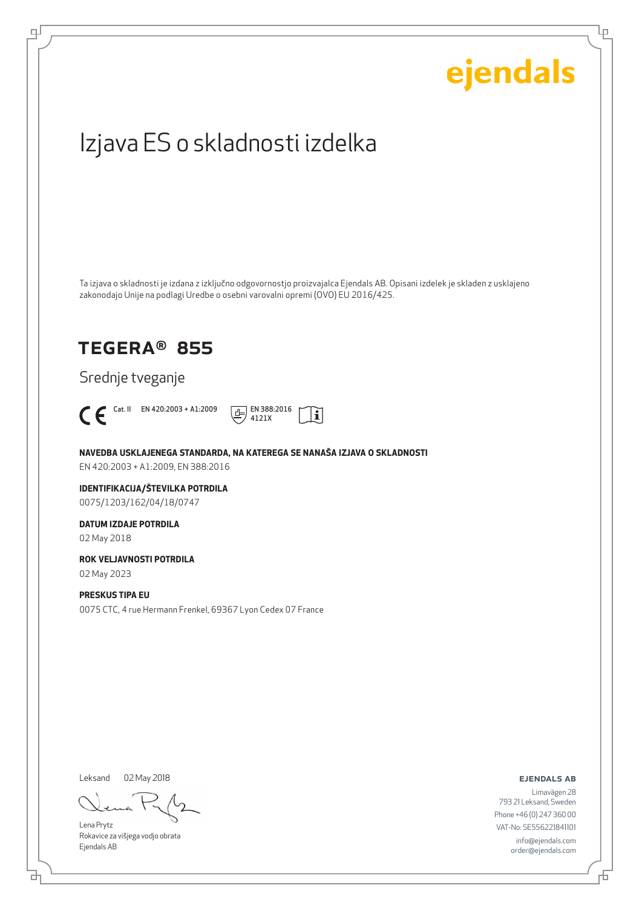ejendals

# Izjava ES o skladnosti izdelka

Ta izjava o skladnosti je izdana z izključno odgovornostjo proizvajalca Ejendals AB. Opisani izdelek je skladen z usklajeno zakonodajo Unije na podlagi Uredbe o osebni varovalni opremi (OVO) EU 2016/425.

## TEGERA® 855

Srednje tveganje

CE Cat. II EN 420:2003 + A1:2009 EN 388:2016 4121X

**NAVEDBA USKLAJENEGA STANDARDA, NA KATEREGA SE NANAŠA IZJAVA O SKLADNOSTI**

EN 420:2003 + A1:2009, EN 388:2016

**IDENTIFIKACIJA/ŠTEVILKA POTRDILA**

0075/1203/162/04/18/0747

**DATUM IZDAJE POTRDILA**

02 May 2018

**ROK VELJAVNOSTI POTRDILA**

02 May 2023

**PRESKUS TIPA EU**

0075 CTC, 4 rue Hermann Frenkel, 69367 Lyon Cedex 07 France

Leksand 02 May 2018

Lena Prytz
Rokavice za višjega vodjo obrata
Ejendals AB

**EJENDALS AB**

Limavägen 28
793 21 Leksand, Sweden
Phone +46 (0) 247 360 00
VAT-No: SE556221841101
info@ejendals.com
order@ejendals.com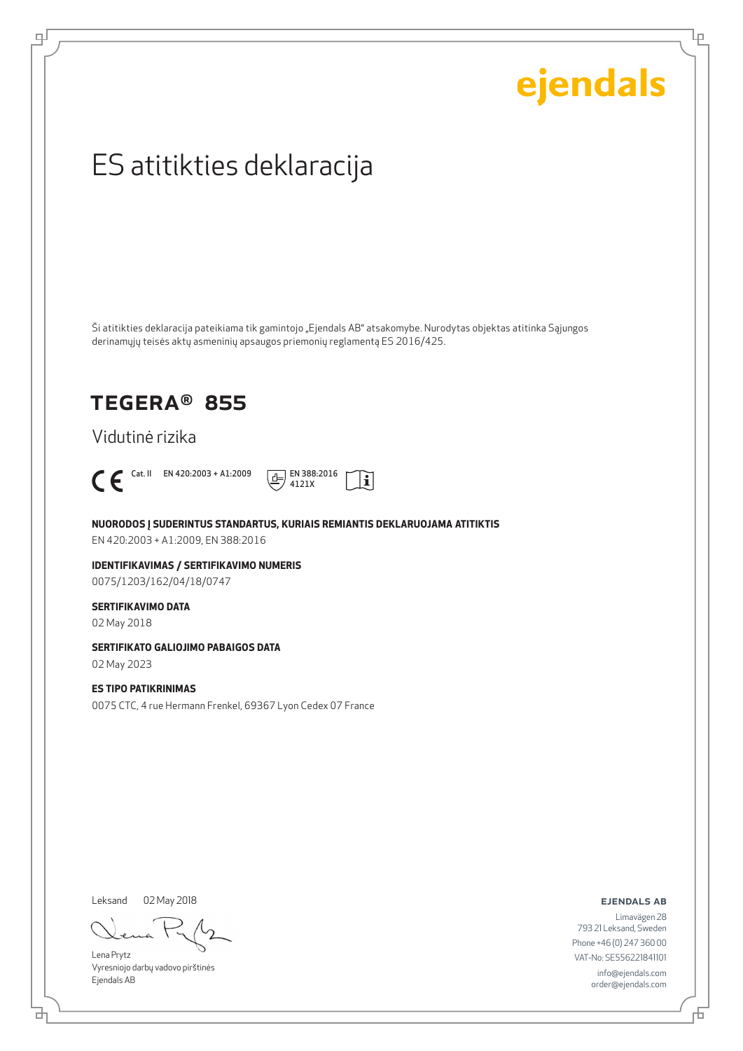ejendals

# ES atitikties deklaracija

Ši atitikties deklaracija pateikiama tik gamintojo „Ejendals AB" atsakomybe. Nurodytas objektas atitinka Sąjungos derinamųjų teisės aktų asmeninių apsaugos priemonių reglamentą ES 2016/425.

## TEGERA® 855

Vidutinė rizika

CE Cat. II EN 420:2003 + A1:2009 EN 388:2016 4121X

**NUORODOS Į SUDERINTUS STANDARTUS, KURIAIS REMIANTIS DEKLARUOJAMA ATITIKTIS**
EN 420:2003 + A1:2009, EN 388:2016

**IDENTIFIKAVIMAS / SERTIFIKAVIMO NUMERIS**
0075/1203/162/04/18/0747

**SERTIFIKAVIMO DATA**
02 May 2018

**SERTIFIKATO GALIOJIMO PABAIGOS DATA**
02 May 2023

**ES TIPO PATIKRINIMAS**
0075 CTC, 4 rue Hermann Frenkel, 69367 Lyon Cedex 07 France

Leksand 02 May 2018

Lena Prytz
Vyresniojo darbų vadovo pirštinės
Ejendals AB

**EJENDALS AB**
Limavägen 28
793 21 Leksand, Sweden
Phone +46 (0) 247 360 00
VAT-No: SE556221841101
info@ejendals.com
order@ejendals.com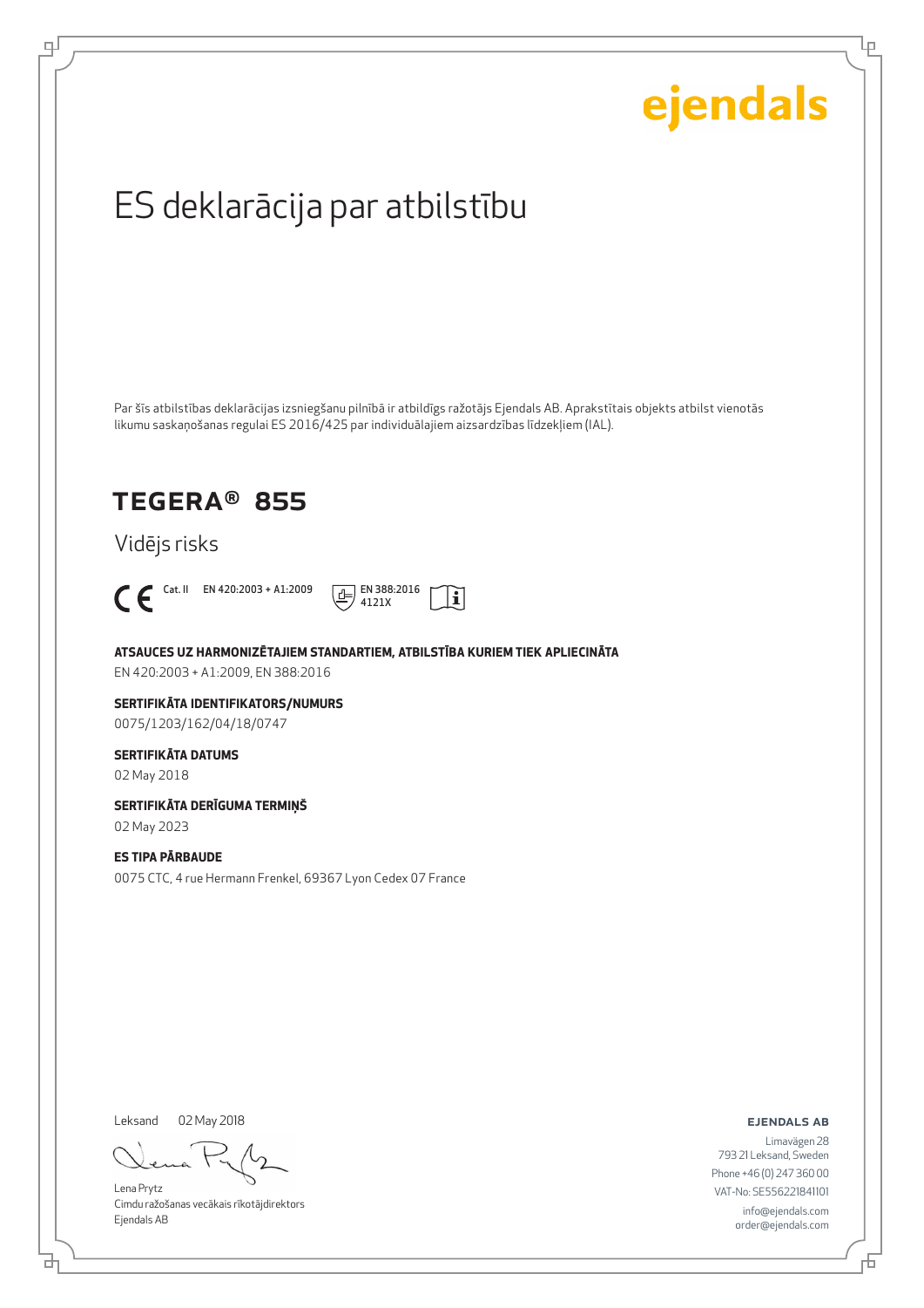ejendals

# ES deklarācija par atbilstību

Par šīs atbilstības deklarācijas izsniegšanu pilnībā ir atbildīgs ražotājs Ejendals AB. Aprakstītais objekts atbilst vienotās likumu saskaņošanas regulai ES 2016/425 par individuālajiem aizsardzības līdzekļiem (IAL).

## TEGERA® 855

Vidējs risks

CE Cat. II EN 420:2003 + A1:2009 EN 388:2016 4121X

**ATSAUCES UZ HARMONIZĒTAJIEM STANDARTIEM, ATBILSTĪBA KURIEM TIEK APLIECINĀTA**
EN 420:2003 + A1:2009, EN 388:2016

**SERTIFIKĀTA IDENTIFIKATORS/NUMURS**
0075/1203/162/04/18/0747

**SERTIFIKĀTA DATUMS**
02 May 2018

**SERTIFIKĀTA DERĪGUMA TERMIŅŠ**
02 May 2023

**ES TIPA PĀRBAUDE**
0075 CTC, 4 rue Hermann Frenkel, 69367 Lyon Cedex 07 France

Leksand 02 May 2018

Lena Prytz
Cimdu ražošanas vecākais rīkotājdirektors
Ejendals AB

**EJENDALS AB**
Limavägen 28
793 21 Leksand, Sweden
Phone +46 (0) 247 360 00
VAT-No: SE556221841101
info@ejendals.com
order@ejendals.com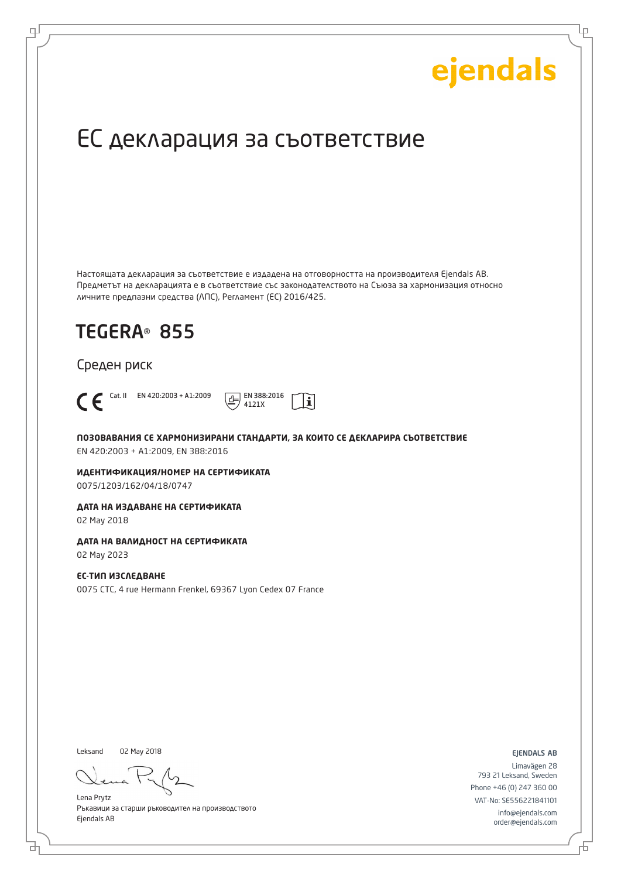ejendals

# ЕС декларация за съответствие

Настоящата декларация за съответствие е издадена на отговорността на производителя Ejendals AB. Предметът на декларацията е в съответствие със законодателството на Съюза за хармонизация относно личните предпазни средства (ЛПС), Регламент (ЕС) 2016/425.

## TEGERA® 855

Среден риск

CE Cat. II EN 420:2003 + A1:2009 EN 388:2016 4121X

**ПОЗОВАВАНИЯ СЕ ХАРМОНИЗИРАНИ СТАНДАРТИ, ЗА КОИТО СЕ ДЕКЛАРИРА СЪОТВЕТСТВИЕ**
EN 420:2003 + A1:2009, EN 388:2016

**ИДЕНТИФИКАЦИЯ/НОМЕР НА СЕРТИФИКАТА**
0075/1203/162/04/18/0747

**ДАТА НА ИЗДАВАНЕ НА СЕРТИФИКАТА**
02 May 2018

**ДАТА НА ВАЛИДНОСТ НА СЕРТИФИКАТА**
02 May 2023

**ЕС-ТИП ИЗСЛЕДВАНЕ**
0075 CTC, 4 rue Hermann Frenkel, 69367 Lyon Cedex 07 France

Leksand 02 May 2018

Lena Prytz
Ръкавици за старши ръководител на производството
Ejendals AB

**EJENDALS AB**
Limavägen 28
793 21 Leksand, Sweden
Phone +46 (0) 247 360 00
VAT-No: SE556221841101
info@ejendals.com
order@ejendals.com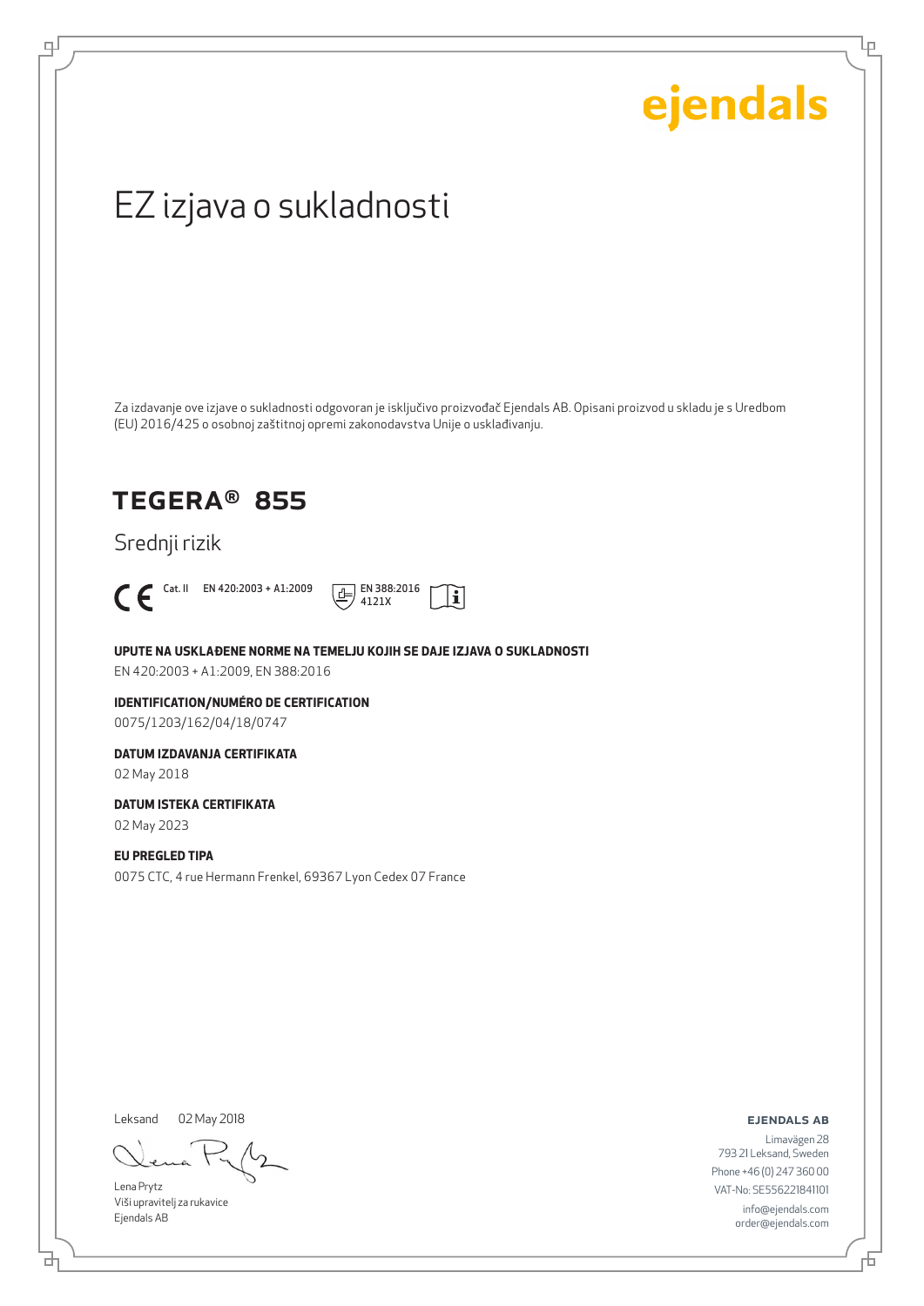ejendals

# EZ izjava o sukladnosti

Za izdavanje ove izjave o sukladnosti odgovoran je isključivo proizvođač Ejendals AB. Opisani proizvod u skladu je s Uredbom (EU) 2016/425 o osobnoj zaštitnoj opremi zakonodavstva Unije o usklađivanju.

## TEGERA® 855

Srednji rizik

CE Cat. II EN 420:2003 + A1:2009 EN 388:2016 4121X

**UPUTE NA USKLAĐENE NORME NA TEMELJU KOJIH SE DAJE IZJAVA O SUKLADNOSTI**

EN 420:2003 + A1:2009, EN 388:2016

**IDENTIFICATION/NUMÉRO DE CERTIFICATION**

0075/1203/162/04/18/0747

**DATUM IZDAVANJA CERTIFIKATA**

02 May 2018

**DATUM ISTEKA CERTIFIKATA**

02 May 2023

**EU PREGLED TIPA**

0075 CTC, 4 rue Hermann Frenkel, 69367 Lyon Cedex 07 France

Leksand 02 May 2018

Lena Prytz
Viši upravitelj za rukavice
Ejendals AB

**EJENDALS AB**

Limavägen 28
793 21 Leksand, Sweden
Phone +46 (0) 247 360 00
VAT-No: SE556221841101
info@ejendals.com
order@ejendals.com